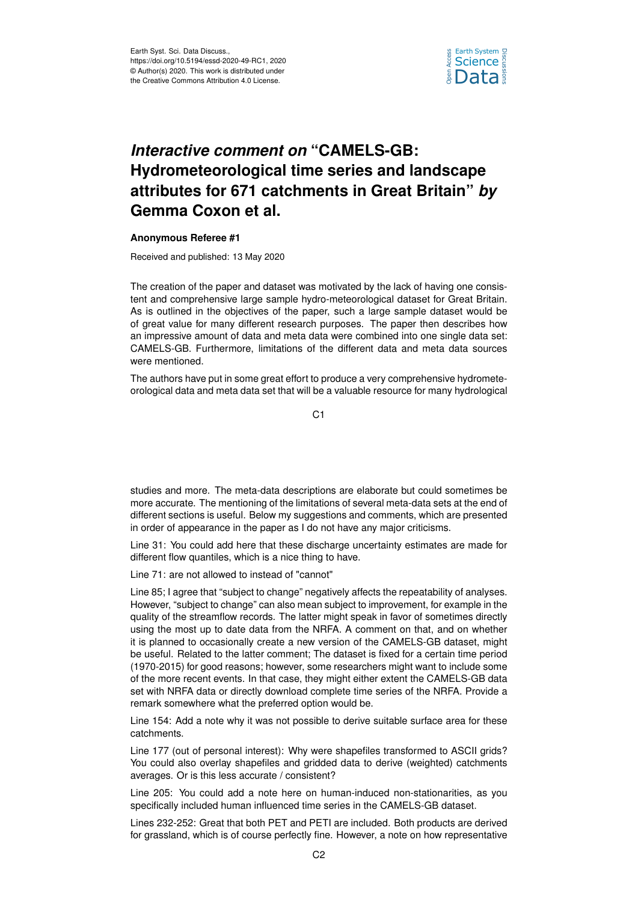# *Interactive comment on* "CAMELS-GB: Hydrometeorological time series and landscape attributes for 671 catchments in Great Britain" *by* Gemma Coxon et al.

**Anonymous Referee #1**

Received and published: 13 May 2020

The creation of the paper and dataset was motivated by the lack of having one consistent and comprehensive large sample hydro-meteorological dataset for Great Britain. As is outlined in the objectives of the paper, such a large sample dataset would be of great value for many different research purposes. The paper then describes how an impressive amount of data and meta data were combined into one single data set: CAMELS-GB. Furthermore, limitations of the different data and meta data sources were mentioned.

The authors have put in some great effort to produce a very comprehensive hydrometeorological data and meta data set that will be a valuable resource for many hydrological studies and more. The meta-data descriptions are elaborate but could sometimes be more accurate. The mentioning of the limitations of several meta-data sets at the end of different sections is useful. Below my suggestions and comments, which are presented in order of appearance in the paper as I do not have any major criticisms.

Line 31: You could add here that these discharge uncertainty estimates are made for different flow quantiles, which is a nice thing to have.

Line 71: are not allowed to instead of "cannot"

Line 85; I agree that "subject to change" negatively affects the repeatability of analyses. However, "subject to change" can also mean subject to improvement, for example in the quality of the streamflow records. The latter might speak in favor of sometimes directly using the most up to date data from the NRFA. A comment on that, and on whether it is planned to occasionally create a new version of the CAMELS-GB dataset, might be useful. Related to the latter comment; The dataset is fixed for a certain time period (1970-2015) for good reasons; however, some researchers might want to include some of the more recent events. In that case, they might either extent the CAMELS-GB data set with NRFA data or directly download complete time series of the NRFA. Provide a remark somewhere what the preferred option would be.

Line 154: Add a note why it was not possible to derive suitable surface area for these catchments.

Line 177 (out of personal interest): Why were shapefiles transformed to ASCII grids? You could also overlay shapefiles and gridded data to derive (weighted) catchments averages. Or is this less accurate / consistent?

Line 205: You could add a note here on human-induced non-stationarities, as you specifically included human influenced time series in the CAMELS-GB dataset.

Lines 232-252: Great that both PET and PETI are included. Both products are derived for grassland, which is of course perfectly fine. However, a note on how representative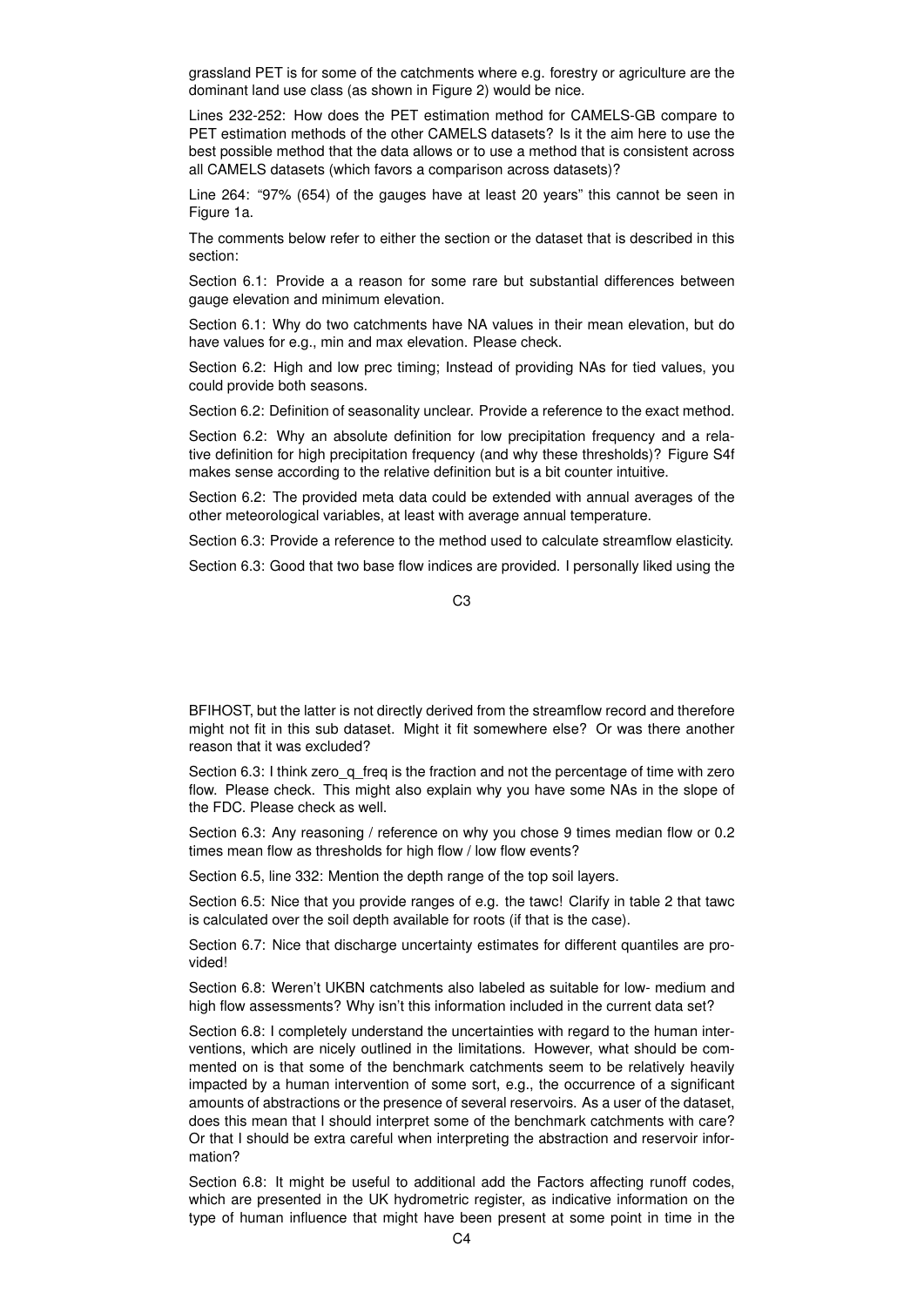grassland PET is for some of the catchments where e.g. forestry or agriculture are the dominant land use class (as shown in Figure 2) would be nice.

Lines 232-252: How does the PET estimation method for CAMELS-GB compare to PET estimation methods of the other CAMELS datasets? Is it the aim here to use the best possible method that the data allows or to use a method that is consistent across all CAMELS datasets (which favors a comparison across datasets)?

Line 264: "97% (654) of the gauges have at least 20 years" this cannot be seen in Figure 1a.

The comments below refer to either the section or the dataset that is described in this section:

Section 6.1: Provide a a reason for some rare but substantial differences between gauge elevation and minimum elevation.

Section 6.1: Why do two catchments have NA values in their mean elevation, but do have values for e.g., min and max elevation. Please check.

Section 6.2: High and low prec timing; Instead of providing NAs for tied values, you could provide both seasons.

Section 6.2: Definition of seasonality unclear. Provide a reference to the exact method.

Section 6.2: Why an absolute definition for low precipitation frequency and a relative definition for high precipitation frequency (and why these thresholds)? Figure S4f makes sense according to the relative definition but is a bit counter intuitive.

Section 6.2: The provided meta data could be extended with annual averages of the other meteorological variables, at least with average annual temperature.

Section 6.3: Provide a reference to the method used to calculate streamflow elasticity.

Section 6.3: Good that two base flow indices are provided. I personally liked using the BFIHOST, but the latter is not directly derived from the streamflow record and therefore might not fit in this sub dataset. Might it fit somewhere else? Or was there another reason that it was excluded?

Section 6.3: I think zero_q_freq is the fraction and not the percentage of time with zero flow. Please check. This might also explain why you have some NAs in the slope of the FDC. Please check as well.

Section 6.3: Any reasoning / reference on why you chose 9 times median flow or 0.2 times mean flow as thresholds for high flow / low flow events?

Section 6.5, line 332: Mention the depth range of the top soil layers.

Section 6.5: Nice that you provide ranges of e.g. the tawc! Clarify in table 2 that tawc is calculated over the soil depth available for roots (if that is the case).

Section 6.7: Nice that discharge uncertainty estimates for different quantiles are provided!

Section 6.8: Weren't UKBN catchments also labeled as suitable for low- medium and high flow assessments? Why isn't this information included in the current data set?

Section 6.8: I completely understand the uncertainties with regard to the human interventions, which are nicely outlined in the limitations. However, what should be commented on is that some of the benchmark catchments seem to be relatively heavily impacted by a human intervention of some sort, e.g., the occurrence of a significant amounts of abstractions or the presence of several reservoirs. As a user of the dataset, does this mean that I should interpret some of the benchmark catchments with care? Or that I should be extra careful when interpreting the abstraction and reservoir information?

Section 6.8: It might be useful to additional add the Factors affecting runoff codes, which are presented in the UK hydrometric register, as indicative information on the type of human influence that might have been present at some point in time in the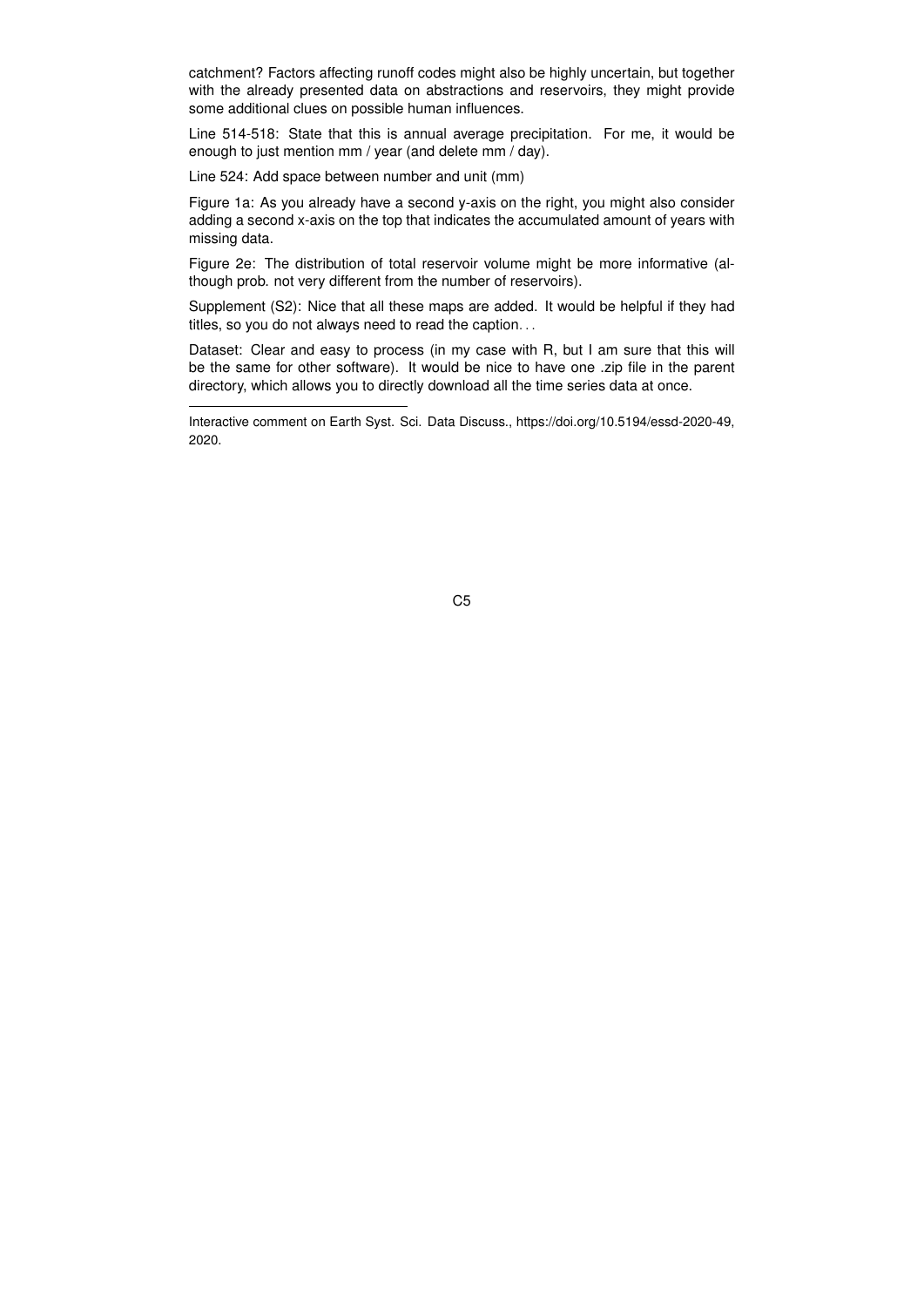catchment? Factors affecting runoff codes might also be highly uncertain, but together with the already presented data on abstractions and reservoirs, they might provide some additional clues on possible human influences.

Line 514-518: State that this is annual average precipitation. For me, it would be enough to just mention mm / year (and delete mm / day).

Line 524: Add space between number and unit (mm)

Figure 1a: As you already have a second y-axis on the right, you might also consider adding a second x-axis on the top that indicates the accumulated amount of years with missing data.

Figure 2e: The distribution of total reservoir volume might be more informative (although prob. not very different from the number of reservoirs).

Supplement (S2): Nice that all these maps are added. It would be helpful if they had titles, so you do not always need to read the caption. . .

Dataset: Clear and easy to process (in my case with R, but I am sure that this will be the same for other software). It would be nice to have one .zip file in the parent directory, which allows you to directly download all the time series data at once.

---

Interactive comment on Earth Syst. Sci. Data Discuss., https://doi.org/10.5194/essd-2020-49, 2020.